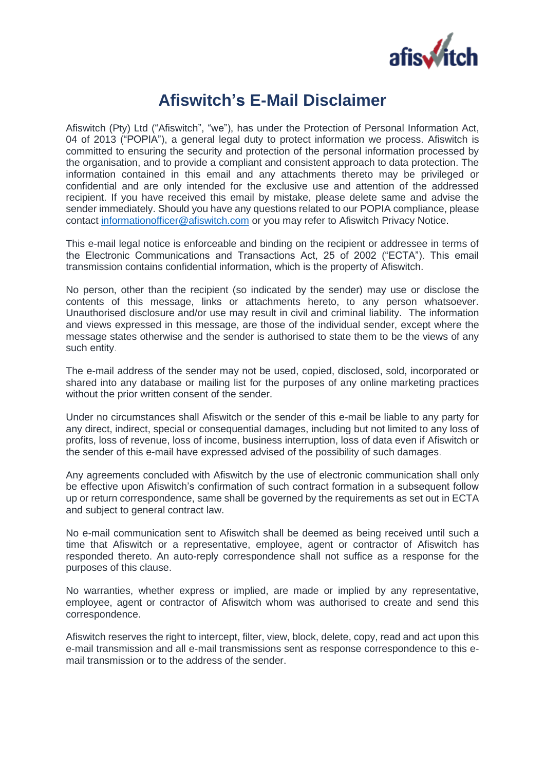# Afiswitch's E-Mail Disclaimer

Afiswitch (Pty) Ltd ("Afiswitch", "we"), has under the Protection of Personal Information Act, 04 of 2013 ("POPIA"), a general legal duty to protect information we process. Afiswitch is committed to ensuring the security and protection of the personal information processed by the organisation, and to provide a compliant and consistent approach to data protection. The information contained in this email and any attachments thereto may be privileged or confidential and are only intended for the exclusive use and attention of the addressed recipient. If you have received this email by mistake, please delete same and advise the sender immediately. Should you have any questions related to our POPIA compliance, please contact informationofficer@afiswitch.com or you may refer to Afiswitch Privacy Notice.

This e-mail legal notice is enforceable and binding on the recipient or addressee in terms of the Electronic Communications and Transactions Act, 25 of 2002 ("ECTA"). This email transmission contains confidential information, which is the property of Afiswitch.

No person, other than the recipient (so indicated by the sender) may use or disclose the contents of this message, links or attachments hereto, to any person whatsoever. Unauthorised disclosure and/or use may result in civil and criminal liability. The information and views expressed in this message, are those of the individual sender, except where the message states otherwise and the sender is authorised to state them to be the views of any such entity.

The e-mail address of the sender may not be used, copied, disclosed, sold, incorporated or shared into any database or mailing list for the purposes of any online marketing practices without the prior written consent of the sender.

Under no circumstances shall Afiswitch or the sender of this e-mail be liable to any party for any direct, indirect, special or consequential damages, including but not limited to any loss of profits, loss of revenue, loss of income, business interruption, loss of data even if Afiswitch or the sender of this e-mail have expressed advised of the possibility of such damages.

Any agreements concluded with Afiswitch by the use of electronic communication shall only be effective upon Afiswitch's confirmation of such contract formation in a subsequent follow up or return correspondence, same shall be governed by the requirements as set out in ECTA and subject to general contract law.

No e-mail communication sent to Afiswitch shall be deemed as being received until such a time that Afiswitch or a representative, employee, agent or contractor of Afiswitch has responded thereto. An auto-reply correspondence shall not suffice as a response for the purposes of this clause.

No warranties, whether express or implied, are made or implied by any representative, employee, agent or contractor of Afiswitch whom was authorised to create and send this correspondence.

Afiswitch reserves the right to intercept, filter, view, block, delete, copy, read and act upon this e-mail transmission and all e-mail transmissions sent as response correspondence to this e-mail transmission or to the address of the sender.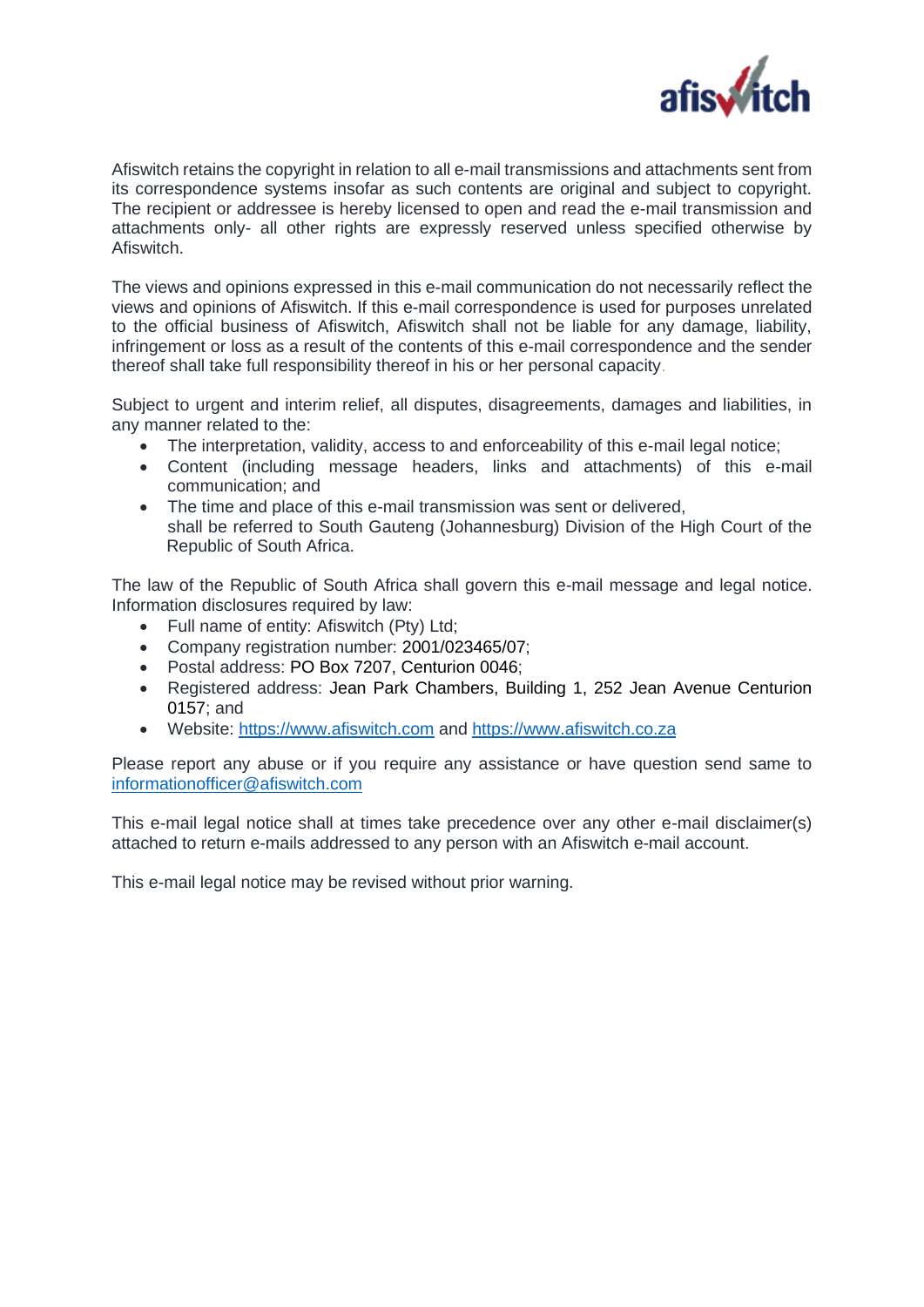Afiswitch retains the copyright in relation to all e-mail transmissions and attachments sent from its correspondence systems insofar as such contents are original and subject to copyright. The recipient or addressee is hereby licensed to open and read the e-mail transmission and attachments only- all other rights are expressly reserved unless specified otherwise by Afiswitch.

The views and opinions expressed in this e-mail communication do not necessarily reflect the views and opinions of Afiswitch. If this e-mail correspondence is used for purposes unrelated to the official business of Afiswitch, Afiswitch shall not be liable for any damage, liability, infringement or loss as a result of the contents of this e-mail correspondence and the sender thereof shall take full responsibility thereof in his or her personal capacity.

Subject to urgent and interim relief, all disputes, disagreements, damages and liabilities, in any manner related to the:

- The interpretation, validity, access to and enforceability of this e-mail legal notice;
- Content (including message headers, links and attachments) of this e-mail communication; and
- The time and place of this e-mail transmission was sent or delivered,

shall be referred to South Gauteng (Johannesburg) Division of the High Court of the Republic of South Africa.

The law of the Republic of South Africa shall govern this e-mail message and legal notice. Information disclosures required by law:

- Full name of entity: Afiswitch (Pty) Ltd;
- Company registration number: 2001/023465/07;
- Postal address: PO Box 7207, Centurion 0046;
- Registered address: Jean Park Chambers, Building 1, 252 Jean Avenue Centurion 0157; and
- Website: https://www.afiswitch.com and https://www.afiswitch.co.za

Please report any abuse or if you require any assistance or have question send same to informationofficer@afiswitch.com

This e-mail legal notice shall at times take precedence over any other e-mail disclaimer(s) attached to return e-mails addressed to any person with an Afiswitch e-mail account.

This e-mail legal notice may be revised without prior warning.